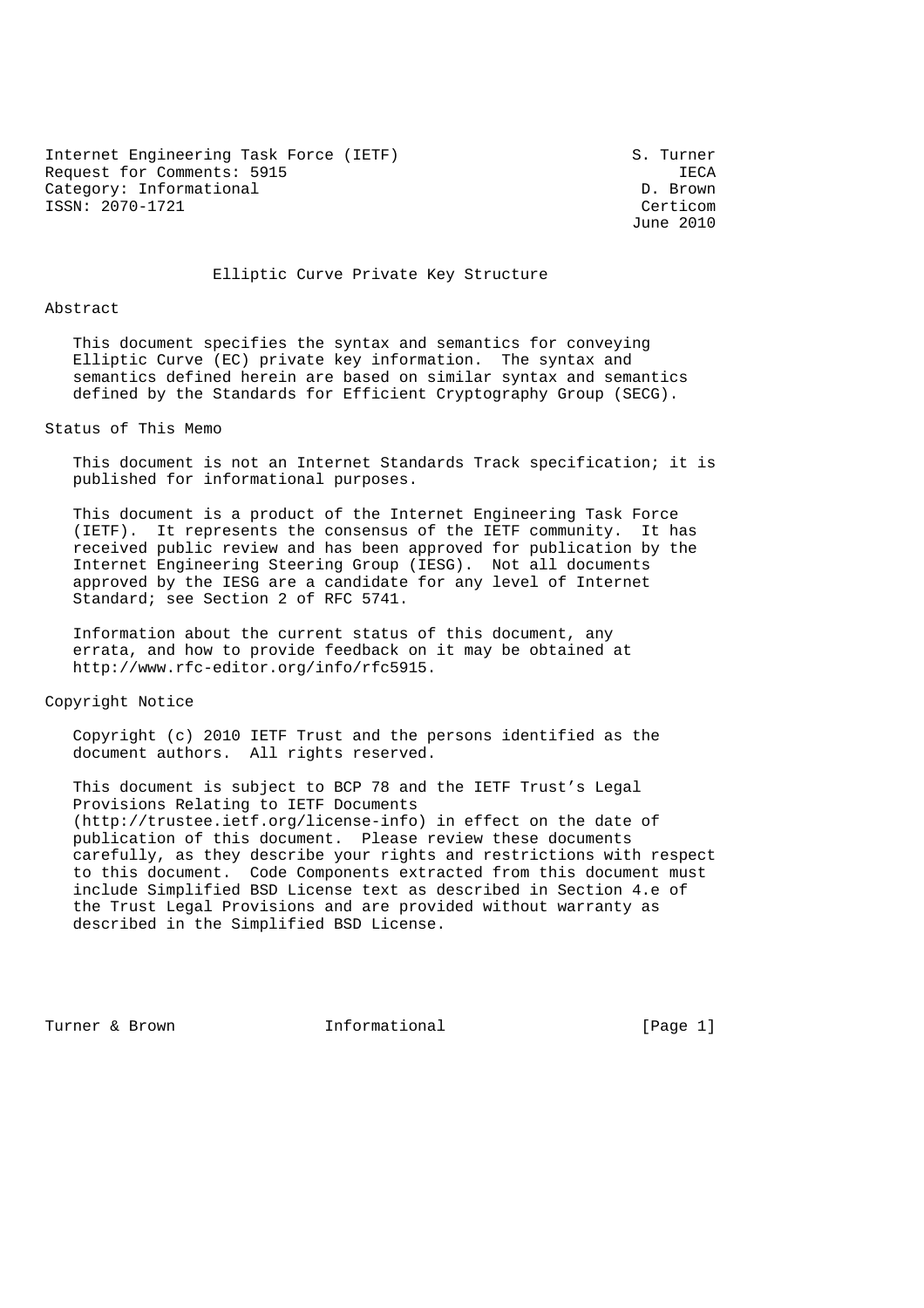Internet Engineering Task Force (IETF) S. Turner
Request for Comments: 5915 IECA
Category: Informational D. Brown
ISSN: 2070-1721 Certicom
June 2010

# Elliptic Curve Private Key Structure

## Abstract

This document specifies the syntax and semantics for conveying Elliptic Curve (EC) private key information. The syntax and semantics defined herein are based on similar syntax and semantics defined by the Standards for Efficient Cryptography Group (SECG).

## Status of This Memo

This document is not an Internet Standards Track specification; it is published for informational purposes.

This document is a product of the Internet Engineering Task Force (IETF). It represents the consensus of the IETF community. It has received public review and has been approved for publication by the Internet Engineering Steering Group (IESG). Not all documents approved by the IESG are a candidate for any level of Internet Standard; see Section 2 of RFC 5741.

Information about the current status of this document, any errata, and how to provide feedback on it may be obtained at http://www.rfc-editor.org/info/rfc5915.

## Copyright Notice

Copyright (c) 2010 IETF Trust and the persons identified as the document authors. All rights reserved.

This document is subject to BCP 78 and the IETF Trust's Legal Provisions Relating to IETF Documents (http://trustee.ietf.org/license-info) in effect on the date of publication of this document. Please review these documents carefully, as they describe your rights and restrictions with respect to this document. Code Components extracted from this document must include Simplified BSD License text as described in Section 4.e of the Trust Legal Provisions and are provided without warranty as described in the Simplified BSD License.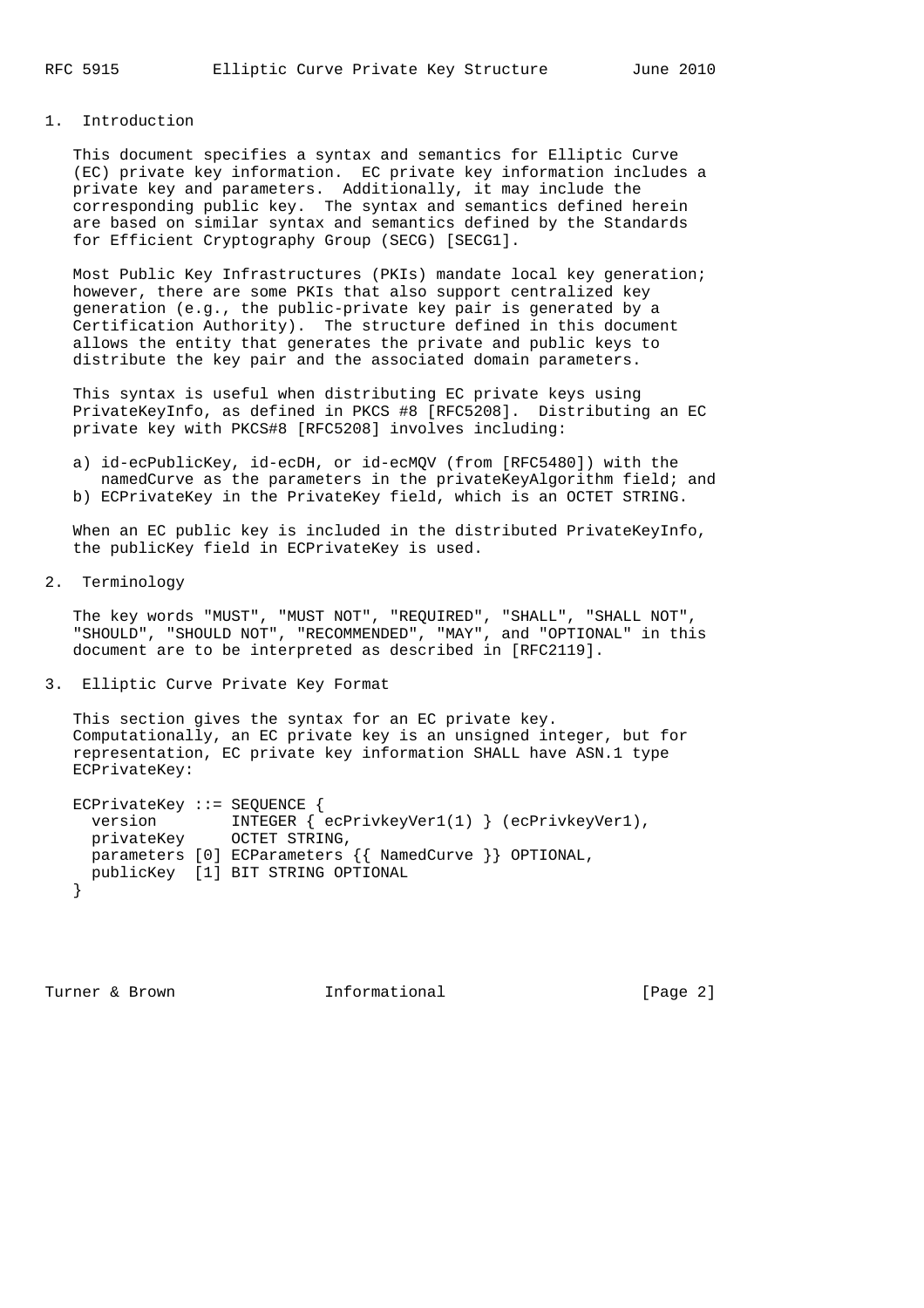## 1. Introduction

This document specifies a syntax and semantics for Elliptic Curve (EC) private key information. EC private key information includes a private key and parameters. Additionally, it may include the corresponding public key. The syntax and semantics defined herein are based on similar syntax and semantics defined by the Standards for Efficient Cryptography Group (SECG) [SECG1].

Most Public Key Infrastructures (PKIs) mandate local key generation; however, there are some PKIs that also support centralized key generation (e.g., the public-private key pair is generated by a Certification Authority). The structure defined in this document allows the entity that generates the private and public keys to distribute the key pair and the associated domain parameters.

This syntax is useful when distributing EC private keys using PrivateKeyInfo, as defined in PKCS #8 [RFC5208]. Distributing an EC private key with PKCS#8 [RFC5208] involves including:

a) id-ecPublicKey, id-ecDH, or id-ecMQV (from [RFC5480]) with the namedCurve as the parameters in the privateKeyAlgorithm field; and
b) ECPrivateKey in the PrivateKey field, which is an OCTET STRING.

When an EC public key is included in the distributed PrivateKeyInfo, the publicKey field in ECPrivateKey is used.

## 2. Terminology

The key words "MUST", "MUST NOT", "REQUIRED", "SHALL", "SHALL NOT", "SHOULD", "SHOULD NOT", "RECOMMENDED", "MAY", and "OPTIONAL" in this document are to be interpreted as described in [RFC2119].

## 3. Elliptic Curve Private Key Format

This section gives the syntax for an EC private key. Computationally, an EC private key is an unsigned integer, but for representation, EC private key information SHALL have ASN.1 type ECPrivateKey:

```
ECPrivateKey ::= SEQUENCE {
  version        INTEGER { ecPrivkeyVer1(1) } (ecPrivkeyVer1),
  privateKey     OCTET STRING,
  parameters [0] ECParameters {{ NamedCurve }} OPTIONAL,
  publicKey  [1] BIT STRING OPTIONAL
}
```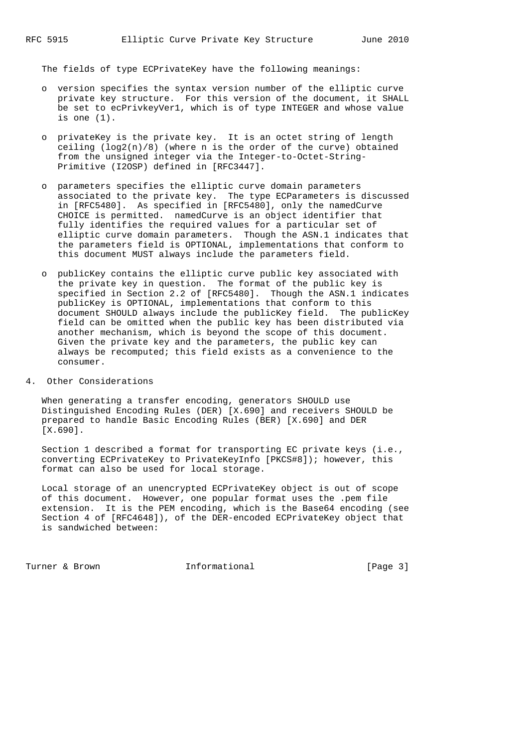The fields of type ECPrivateKey have the following meanings:

- version specifies the syntax version number of the elliptic curve private key structure. For this version of the document, it SHALL be set to ecPrivkeyVer1, which is of type INTEGER and whose value is one (1).

- privateKey is the private key. It is an octet string of length ceiling (log2(n)/8) (where n is the order of the curve) obtained from the unsigned integer via the Integer-to-Octet-String-Primitive (I2OSP) defined in [RFC3447].

- parameters specifies the elliptic curve domain parameters associated to the private key. The type ECParameters is discussed in [RFC5480]. As specified in [RFC5480], only the namedCurve CHOICE is permitted. namedCurve is an object identifier that fully identifies the required values for a particular set of elliptic curve domain parameters. Though the ASN.1 indicates that the parameters field is OPTIONAL, implementations that conform to this document MUST always include the parameters field.

- publicKey contains the elliptic curve public key associated with the private key in question. The format of the public key is specified in Section 2.2 of [RFC5480]. Though the ASN.1 indicates publicKey is OPTIONAL, implementations that conform to this document SHOULD always include the publicKey field. The publicKey field can be omitted when the public key has been distributed via another mechanism, which is beyond the scope of this document. Given the private key and the parameters, the public key can always be recomputed; this field exists as a convenience to the consumer.

## 4. Other Considerations

When generating a transfer encoding, generators SHOULD use Distinguished Encoding Rules (DER) [X.690] and receivers SHOULD be prepared to handle Basic Encoding Rules (BER) [X.690] and DER [X.690].

Section 1 described a format for transporting EC private keys (i.e., converting ECPrivateKey to PrivateKeyInfo [PKCS#8]); however, this format can also be used for local storage.

Local storage of an unencrypted ECPrivateKey object is out of scope of this document. However, one popular format uses the .pem file extension. It is the PEM encoding, which is the Base64 encoding (see Section 4 of [RFC4648]), of the DER-encoded ECPrivateKey object that is sandwiched between: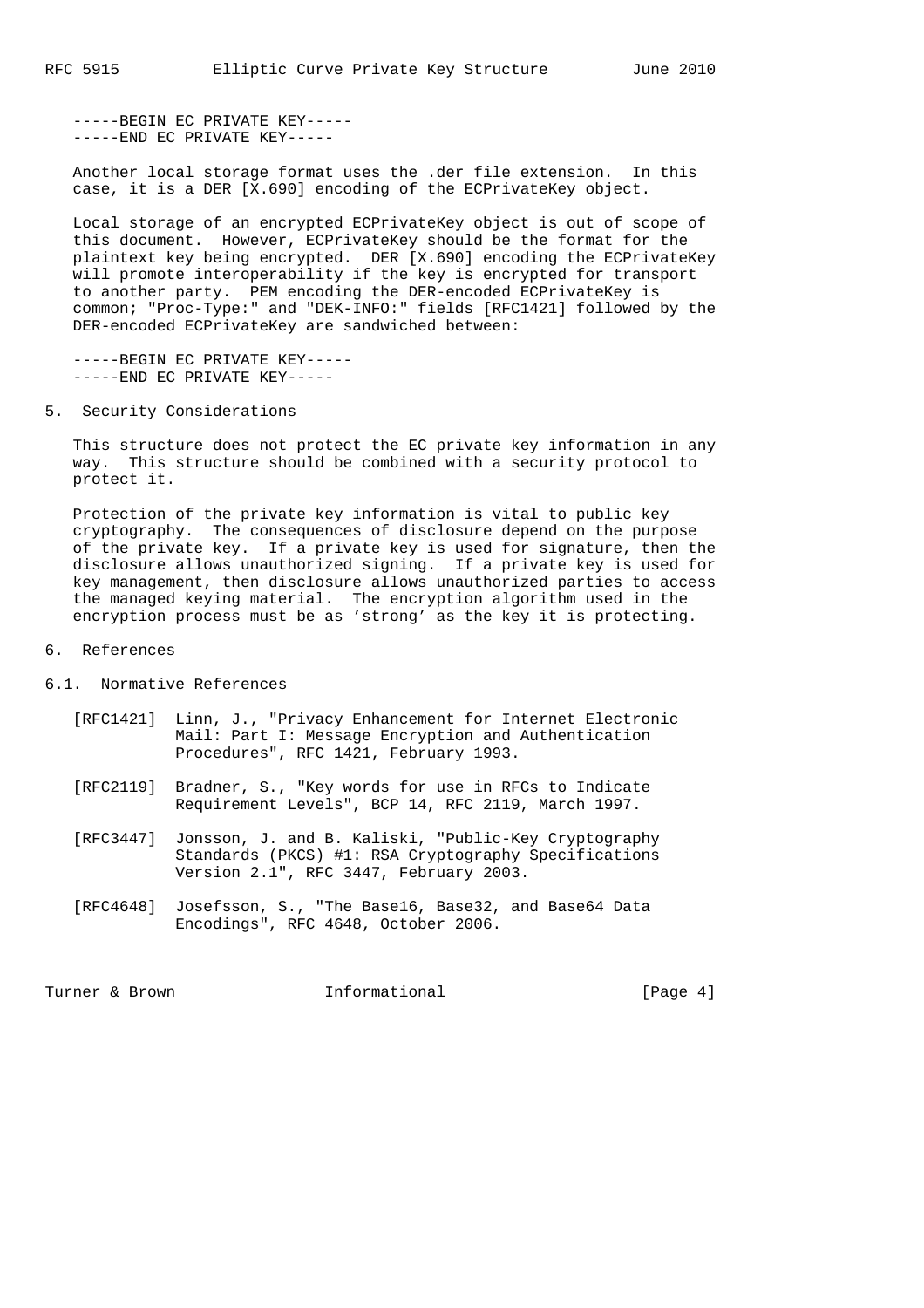```
-----BEGIN EC PRIVATE KEY-----
-----END EC PRIVATE KEY-----
```

Another local storage format uses the .der file extension. In this case, it is a DER [X.690] encoding of the ECPrivateKey object.

Local storage of an encrypted ECPrivateKey object is out of scope of this document. However, ECPrivateKey should be the format for the plaintext key being encrypted. DER [X.690] encoding the ECPrivateKey will promote interoperability if the key is encrypted for transport to another party. PEM encoding the DER-encoded ECPrivateKey is common; "Proc-Type:" and "DEK-INFO:" fields [RFC1421] followed by the DER-encoded ECPrivateKey are sandwiched between:

```
-----BEGIN EC PRIVATE KEY-----
-----END EC PRIVATE KEY-----
```

## 5. Security Considerations

This structure does not protect the EC private key information in any way. This structure should be combined with a security protocol to protect it.

Protection of the private key information is vital to public key cryptography. The consequences of disclosure depend on the purpose of the private key. If a private key is used for signature, then the disclosure allows unauthorized signing. If a private key is used for key management, then disclosure allows unauthorized parties to access the managed keying material. The encryption algorithm used in the encryption process must be as 'strong' as the key it is protecting.

## 6. References

### 6.1. Normative References

[RFC1421] Linn, J., "Privacy Enhancement for Internet Electronic Mail: Part I: Message Encryption and Authentication Procedures", RFC 1421, February 1993.

[RFC2119] Bradner, S., "Key words for use in RFCs to Indicate Requirement Levels", BCP 14, RFC 2119, March 1997.

[RFC3447] Jonsson, J. and B. Kaliski, "Public-Key Cryptography Standards (PKCS) #1: RSA Cryptography Specifications Version 2.1", RFC 3447, February 2003.

[RFC4648] Josefsson, S., "The Base16, Base32, and Base64 Data Encodings", RFC 4648, October 2006.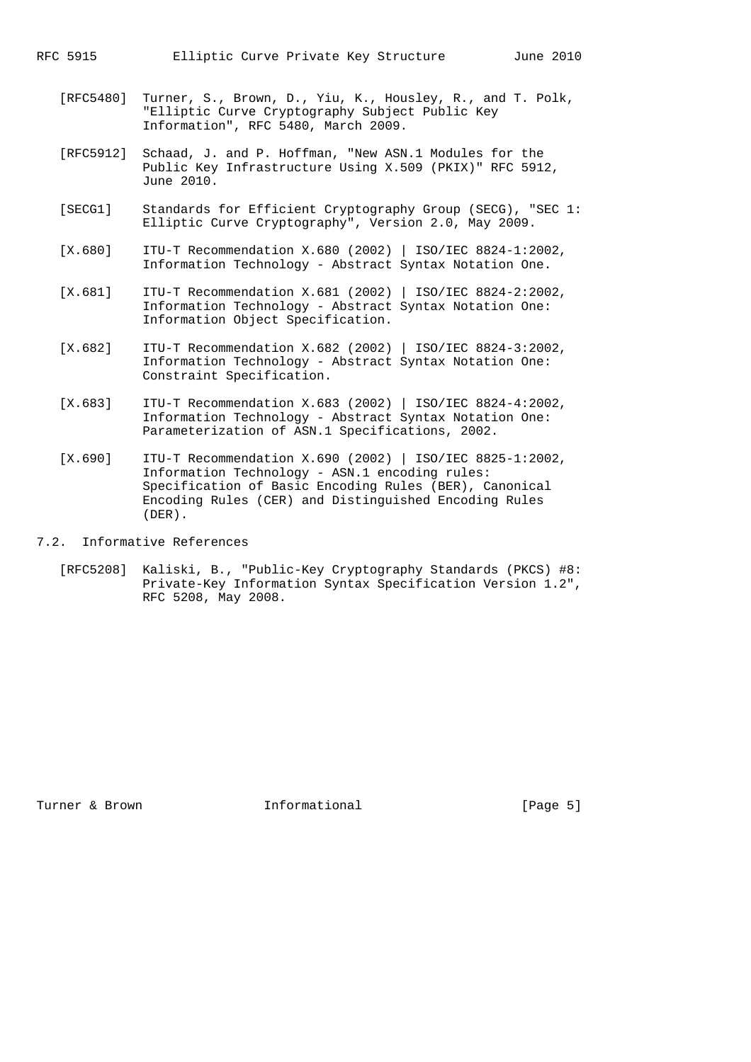[RFC5480] Turner, S., Brown, D., Yiu, K., Housley, R., and T. Polk, "Elliptic Curve Cryptography Subject Public Key Information", RFC 5480, March 2009.

[RFC5912] Schaad, J. and P. Hoffman, "New ASN.1 Modules for the Public Key Infrastructure Using X.509 (PKIX)" RFC 5912, June 2010.

[SECG1] Standards for Efficient Cryptography Group (SECG), "SEC 1: Elliptic Curve Cryptography", Version 2.0, May 2009.

[X.680] ITU-T Recommendation X.680 (2002) | ISO/IEC 8824-1:2002, Information Technology - Abstract Syntax Notation One.

[X.681] ITU-T Recommendation X.681 (2002) | ISO/IEC 8824-2:2002, Information Technology - Abstract Syntax Notation One: Information Object Specification.

[X.682] ITU-T Recommendation X.682 (2002) | ISO/IEC 8824-3:2002, Information Technology - Abstract Syntax Notation One: Constraint Specification.

[X.683] ITU-T Recommendation X.683 (2002) | ISO/IEC 8824-4:2002, Information Technology - Abstract Syntax Notation One: Parameterization of ASN.1 Specifications, 2002.

[X.690] ITU-T Recommendation X.690 (2002) | ISO/IEC 8825-1:2002, Information Technology - ASN.1 encoding rules: Specification of Basic Encoding Rules (BER), Canonical Encoding Rules (CER) and Distinguished Encoding Rules (DER).

### 7.2. Informative References

[RFC5208] Kaliski, B., "Public-Key Cryptography Standards (PKCS) #8: Private-Key Information Syntax Specification Version 1.2", RFC 5208, May 2008.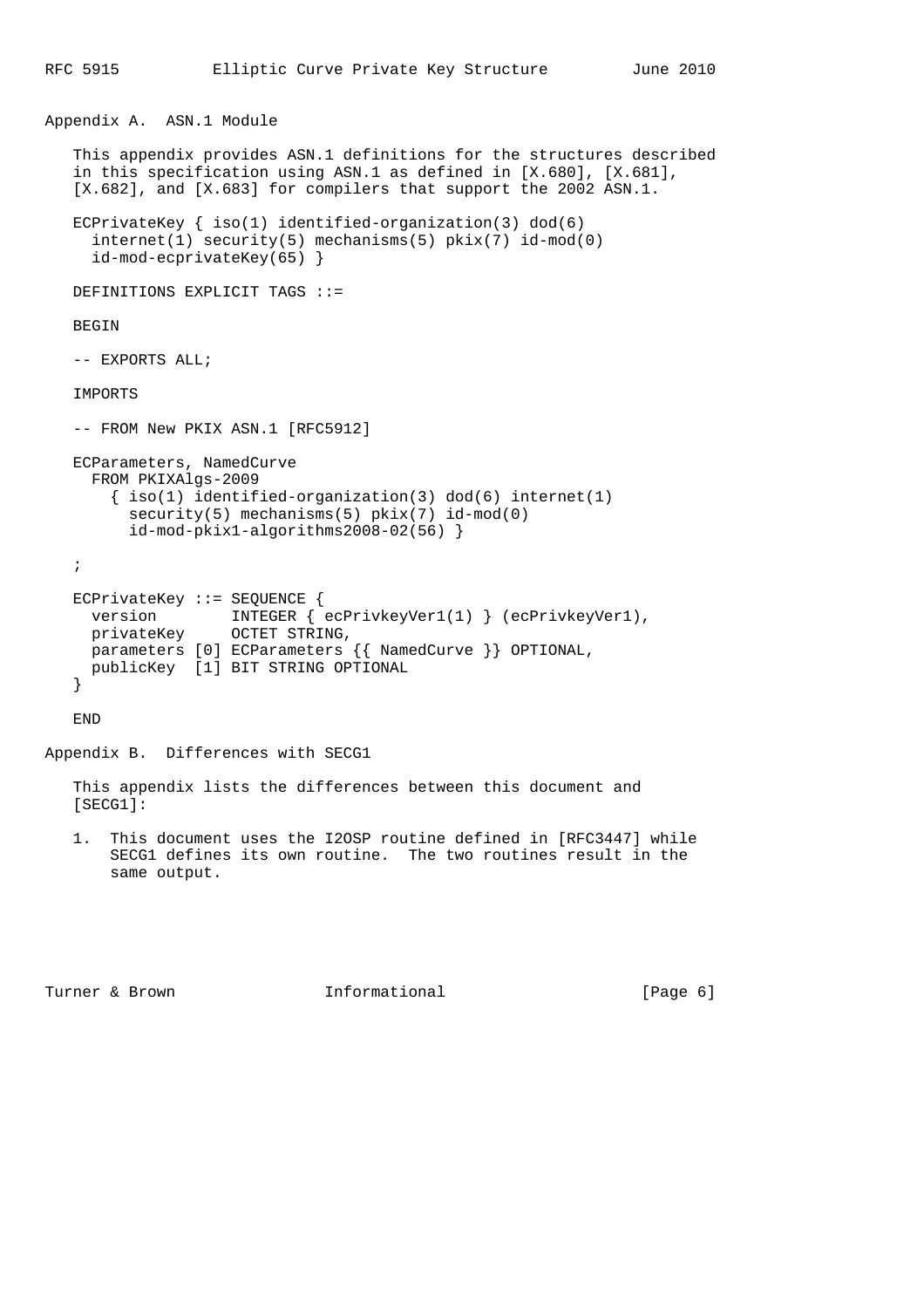## Appendix A. ASN.1 Module

This appendix provides ASN.1 definitions for the structures described in this specification using ASN.1 as defined in [X.680], [X.681], [X.682], and [X.683] for compilers that support the 2002 ASN.1.

```
ECPrivateKey { iso(1) identified-organization(3) dod(6)
  internet(1) security(5) mechanisms(5) pkix(7) id-mod(0)
  id-mod-ecprivateKey(65) }

DEFINITIONS EXPLICIT TAGS ::=

BEGIN

-- EXPORTS ALL;

IMPORTS

-- FROM New PKIX ASN.1 [RFC5912]

ECParameters, NamedCurve
  FROM PKIXAlgs-2009
    { iso(1) identified-organization(3) dod(6) internet(1)
      security(5) mechanisms(5) pkix(7) id-mod(0)
      id-mod-pkix1-algorithms2008-02(56) }

;

ECPrivateKey ::= SEQUENCE {
  version        INTEGER { ecPrivkeyVer1(1) } (ecPrivkeyVer1),
  privateKey     OCTET STRING,
  parameters [0] ECParameters {{ NamedCurve }} OPTIONAL,
  publicKey  [1] BIT STRING OPTIONAL
}

END
```

## Appendix B. Differences with SECG1

This appendix lists the differences between this document and [SECG1]:

1. This document uses the I2OSP routine defined in [RFC3447] while SECG1 defines its own routine. The two routines result in the same output.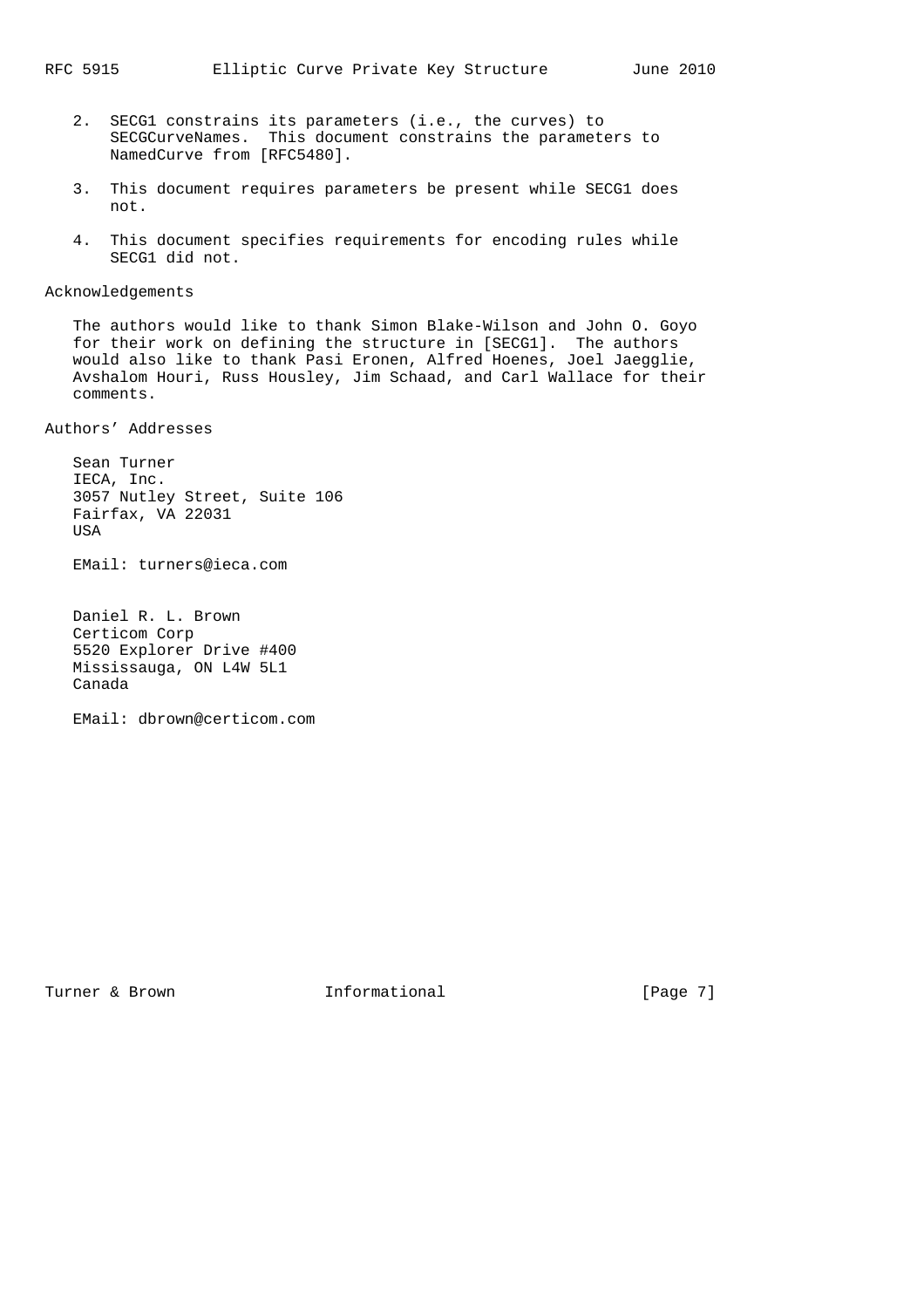2. SECG1 constrains its parameters (i.e., the curves) to SECGCurveNames. This document constrains the parameters to NamedCurve from [RFC5480].

3. This document requires parameters be present while SECG1 does not.

4. This document specifies requirements for encoding rules while SECG1 did not.

## Acknowledgements

The authors would like to thank Simon Blake-Wilson and John O. Goyo for their work on defining the structure in [SECG1]. The authors would also like to thank Pasi Eronen, Alfred Hoenes, Joel Jaegglie, Avshalom Houri, Russ Housley, Jim Schaad, and Carl Wallace for their comments.

## Authors' Addresses

Sean Turner
IECA, Inc.
3057 Nutley Street, Suite 106
Fairfax, VA 22031
USA

EMail: turners@ieca.com

Daniel R. L. Brown
Certicom Corp
5520 Explorer Drive #400
Mississauga, ON L4W 5L1
Canada

EMail: dbrown@certicom.com